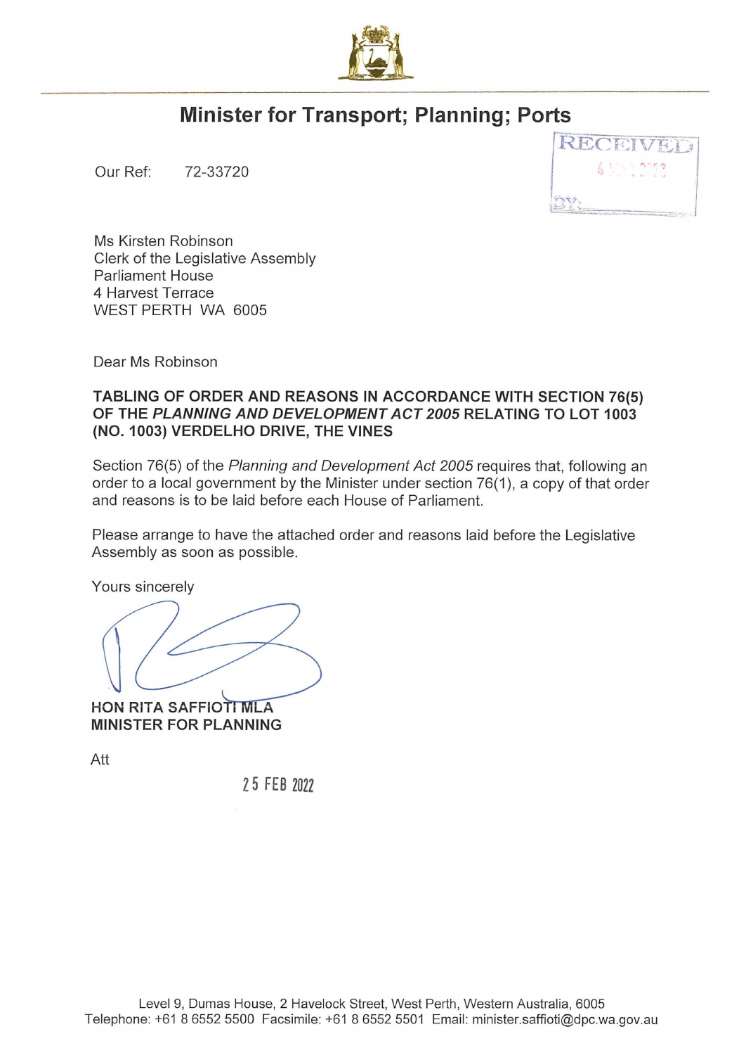# Minister for Transport; Planning; Ports

RECEIVED
4 MAR 2022
BY:

Our Ref: 72-33720

Ms Kirsten Robinson
Clerk of the Legislative Assembly
Parliament House
4 Harvest Terrace
WEST PERTH WA 6005

Dear Ms Robinson

**TABLING OF ORDER AND REASONS IN ACCORDANCE WITH SECTION 76(5) OF THE *PLANNING AND DEVELOPMENT ACT 2005* RELATING TO LOT 1003 (NO. 1003) VERDELHO DRIVE, THE VINES**

Section 76(5) of the *Planning and Development Act 2005* requires that, following an order to a local government by the Minister under section 76(1), a copy of that order and reasons is to be laid before each House of Parliament.

Please arrange to have the attached order and reasons laid before the Legislative Assembly as soon as possible.

Yours sincerely

**HON RITA SAFFIOTI MLA**
**MINISTER FOR PLANNING**

Att

25 FEB 2022

Level 9, Dumas House, 2 Havelock Street, West Perth, Western Australia, 6005
Telephone: +61 8 6552 5500 Facsimile: +61 8 6552 5501 Email: minister.saffioti@dpc.wa.gov.au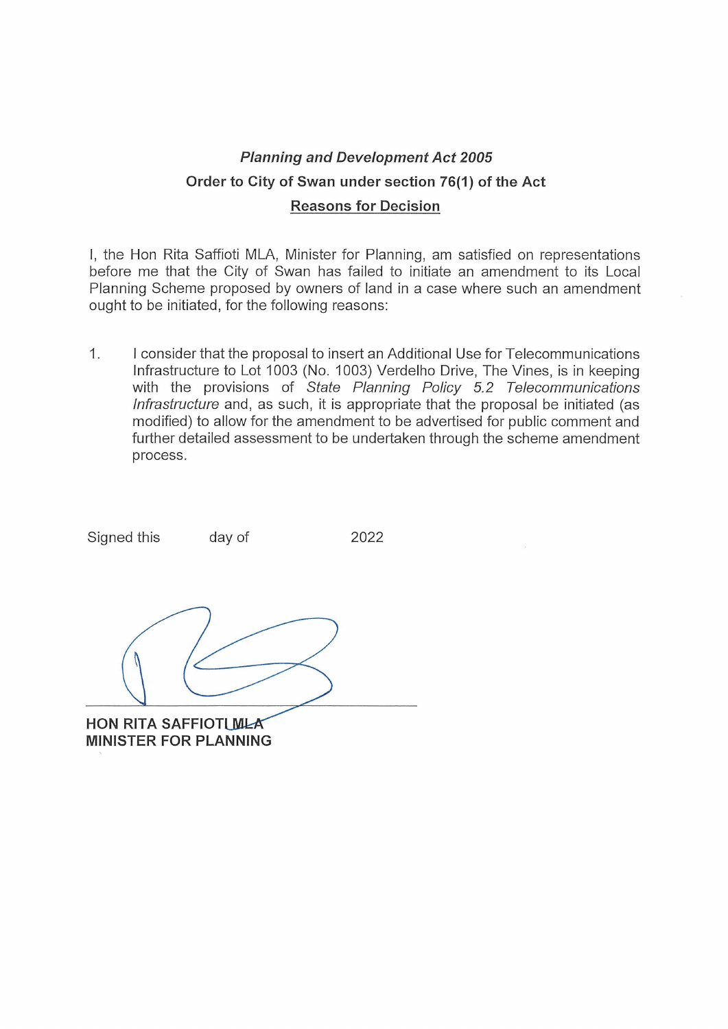***Planning and Development Act 2005***

**Order to City of Swan under section 76(1) of the Act**

**Reasons for Decision**

I, the Hon Rita Saffioti MLA, Minister for Planning, am satisfied on representations before me that the City of Swan has failed to initiate an amendment to its Local Planning Scheme proposed by owners of land in a case where such an amendment ought to be initiated, for the following reasons:

1. I consider that the proposal to insert an Additional Use for Telecommunications Infrastructure to Lot 1003 (No. 1003) Verdelho Drive, The Vines, is in keeping with the provisions of *State Planning Policy 5.2 Telecommunications Infrastructure* and, as such, it is appropriate that the proposal be initiated (as modified) to allow for the amendment to be advertised for public comment and further detailed assessment to be undertaken through the scheme amendment process.

Signed this day of 2022

**HON RITA SAFFIOTI MLA**
**MINISTER FOR PLANNING**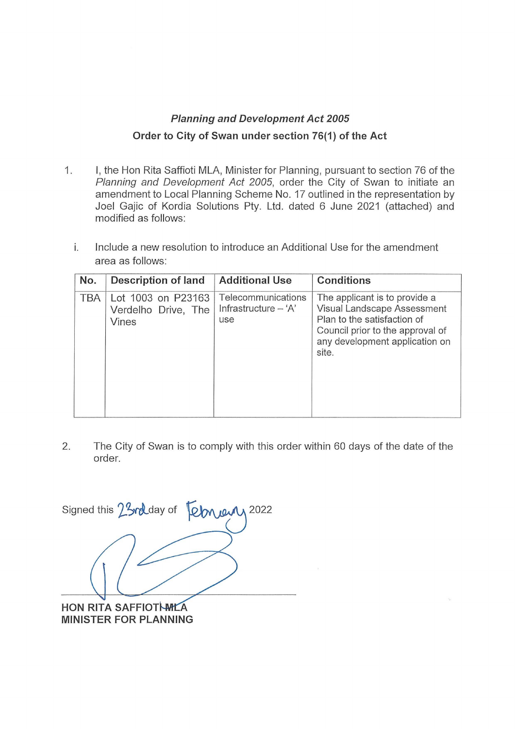***Planning and Development Act 2005***

**Order to City of Swan under section 76(1) of the Act**

1. I, the Hon Rita Saffioti MLA, Minister for Planning, pursuant to section 76 of the *Planning and Development Act 2005*, order the City of Swan to initiate an amendment to Local Planning Scheme No. 17 outlined in the representation by Joel Gajic of Kordia Solutions Pty. Ltd. dated 6 June 2021 (attached) and modified as follows:

   i. Include a new resolution to introduce an Additional Use for the amendment area as follows:

| No. | Description of land | Additional Use | Conditions |
|---|---|---|---|
| TBA | Lot 1003 on P23163 Verdelho Drive, The Vines | Telecommunications Infrastructure – 'A' use | The applicant is to provide a Visual Landscape Assessment Plan to the satisfaction of Council prior to the approval of any development application on site. |

2. The City of Swan is to comply with this order within 60 days of the date of the order.

Signed this 23rd day of February 2022

HON RITA SAFFIOTI MLA
MINISTER FOR PLANNING